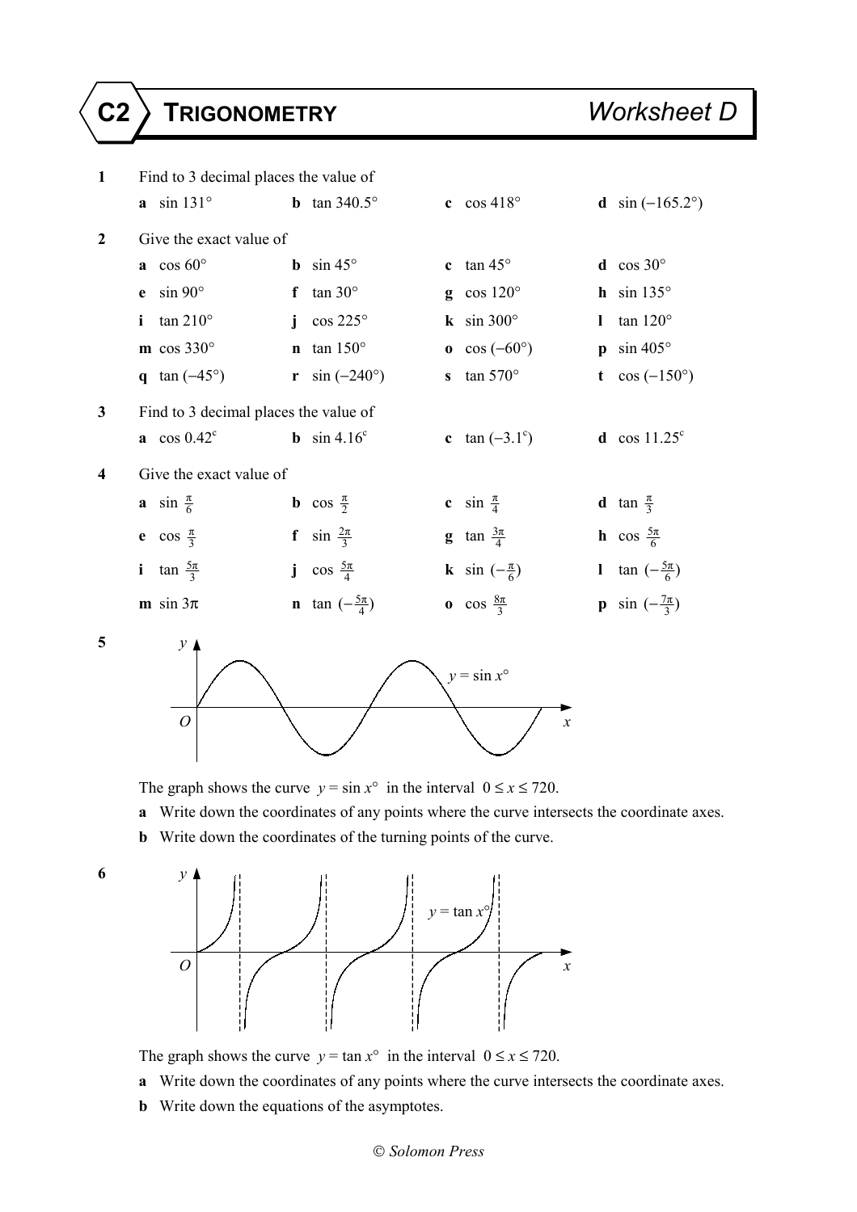# C2 TRIGONOMETRY Worksheet D

**1** Find to 3 decimal places the value of

**a** $\sin 131°$  **b** $\tan 340.5°$  **c** $\cos 418°$  **d** $\sin(-165.2°)$

**2** Give the exact value of

**a** $\cos 60°$  **b** $\sin 45°$  **c** $\tan 45°$  **d** $\cos 30°$

**e** $\sin 90°$  **f** $\tan 30°$  **g** $\cos 120°$  **h** $\sin 135°$

**i** $\tan 210°$  **j** $\cos 225°$  **k** $\sin 300°$  **l** $\tan 120°$

**m** $\cos 330°$  **n** $\tan 150°$  **o** $\cos(-60°)$  **p** $\sin 405°$

**q** $\tan(-45°)$  **r** $\sin(-240°)$  **s** $\tan 570°$  **t** $\cos(-150°)$

**3** Find to 3 decimal places the value of

**a** $\cos 0.42^c$  **b** $\sin 4.16^c$  **c** $\tan(-3.1^c)$  **d** $\cos 11.25^c$

**4** Give the exact value of

**a** $\sin \frac{\pi}{6}$  **b** $\cos \frac{\pi}{2}$  **c** $\sin \frac{\pi}{4}$  **d** $\tan \frac{\pi}{3}$

**e** $\cos \frac{\pi}{3}$  **f** $\sin \frac{2\pi}{3}$  **g** $\tan \frac{3\pi}{4}$  **h** $\cos \frac{5\pi}{6}$

**i** $\tan \frac{5\pi}{3}$  **j** $\cos \frac{5\pi}{4}$  **k** $\sin(-\frac{\pi}{6})$  **l** $\tan(-\frac{5\pi}{6})$

**m** $\sin 3\pi$  **n** $\tan(-\frac{5\pi}{4})$  **o** $\cos \frac{8\pi}{3}$  **p** $\sin(-\frac{7\pi}{3})$

**5**

The graph shows the curve $y = \sin x°$ in the interval $0 \le x \le 720$.

**a** Write down the coordinates of any points where the curve intersects the coordinate axes.

**b** Write down the coordinates of the turning points of the curve.

**6**

The graph shows the curve $y = \tan x°$ in the interval $0 \le x \le 720$.

**a** Write down the coordinates of any points where the curve intersects the coordinate axes.

**b** Write down the equations of the asymptotes.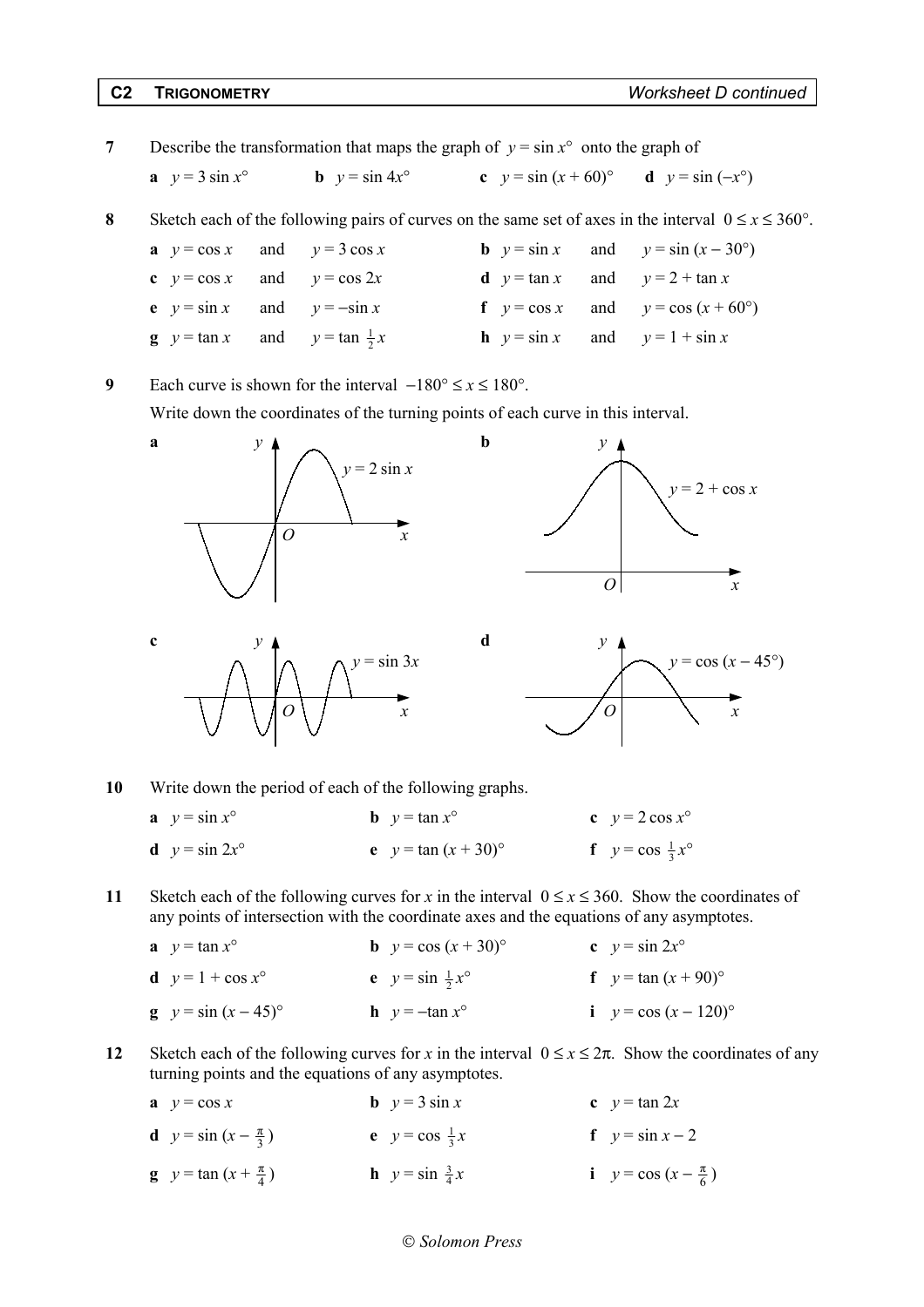**7** Describe the transformation that maps the graph of $y = \sin x°$ onto the graph of

**a** $y = 3\sin x°$ **b** $y = \sin 4x°$ **c** $y = \sin (x + 60)°$ **d** $y = \sin (-x°)$

**8** Sketch each of the following pairs of curves on the same set of axes in the interval $0 \le x \le 360°$.

**a** $y = \cos x$ and $y = 3\cos x$

**b** $y = \sin x$ and $y = \sin (x - 30°)$

**c** $y = \cos x$ and $y = \cos 2x$

**d** $y = \tan x$ and $y = 2 + \tan x$

**e** $y = \sin x$ and $y = -\sin x$

**f** $y = \cos x$ and $y = \cos (x + 60°)$

**g** $y = \tan x$ and $y = \tan \frac{1}{2}x$

**h** $y = \sin x$ and $y = 1 + \sin x$

**9** Each curve is shown for the interval $-180° \le x \le 180°$.

Write down the coordinates of the turning points of each curve in this interval.

**a**

$y$

$y = 2\sin x$

$O$ $x$

**b**

$y$

$y = 2 + \cos x$

$O$ $x$

**c**

$y$

$y = \sin 3x$

$O$ $x$

**d**

$y$

$y = \cos (x - 45°)$

$O$ $x$

**10** Write down the period of each of the following graphs.

**a** $y = \sin x°$ **b** $y = \tan x°$ **c** $y = 2\cos x°$

**d** $y = \sin 2x°$ **e** $y = \tan (x + 30)°$ **f** $y = \cos \frac{1}{3}x°$

**11** Sketch each of the following curves for $x$ in the interval $0 \le x \le 360$. Show the coordinates of any points of intersection with the coordinate axes and the equations of any asymptotes.

**a** $y = \tan x°$ **b** $y = \cos (x + 30)°$ **c** $y = \sin 2x°$

**d** $y = 1 + \cos x°$ **e** $y = \sin \frac{1}{2}x°$ **f** $y = \tan (x + 90)°$

**g** $y = \sin (x - 45)°$ **h** $y = -\tan x°$ **i** $y = \cos (x - 120)°$

**12** Sketch each of the following curves for $x$ in the interval $0 \le x \le 2\pi$. Show the coordinates of any turning points and the equations of any asymptotes.

**a** $y = \cos x$ **b** $y = 3\sin x$ **c** $y = \tan 2x$

**d** $y = \sin (x - \frac{\pi}{3})$ **e** $y = \cos \frac{1}{3}x$ **f** $y = \sin x - 2$

**g** $y = \tan (x + \frac{\pi}{4})$ **h** $y = \sin \frac{3}{4}x$ **i** $y = \cos (x - \frac{\pi}{6})$